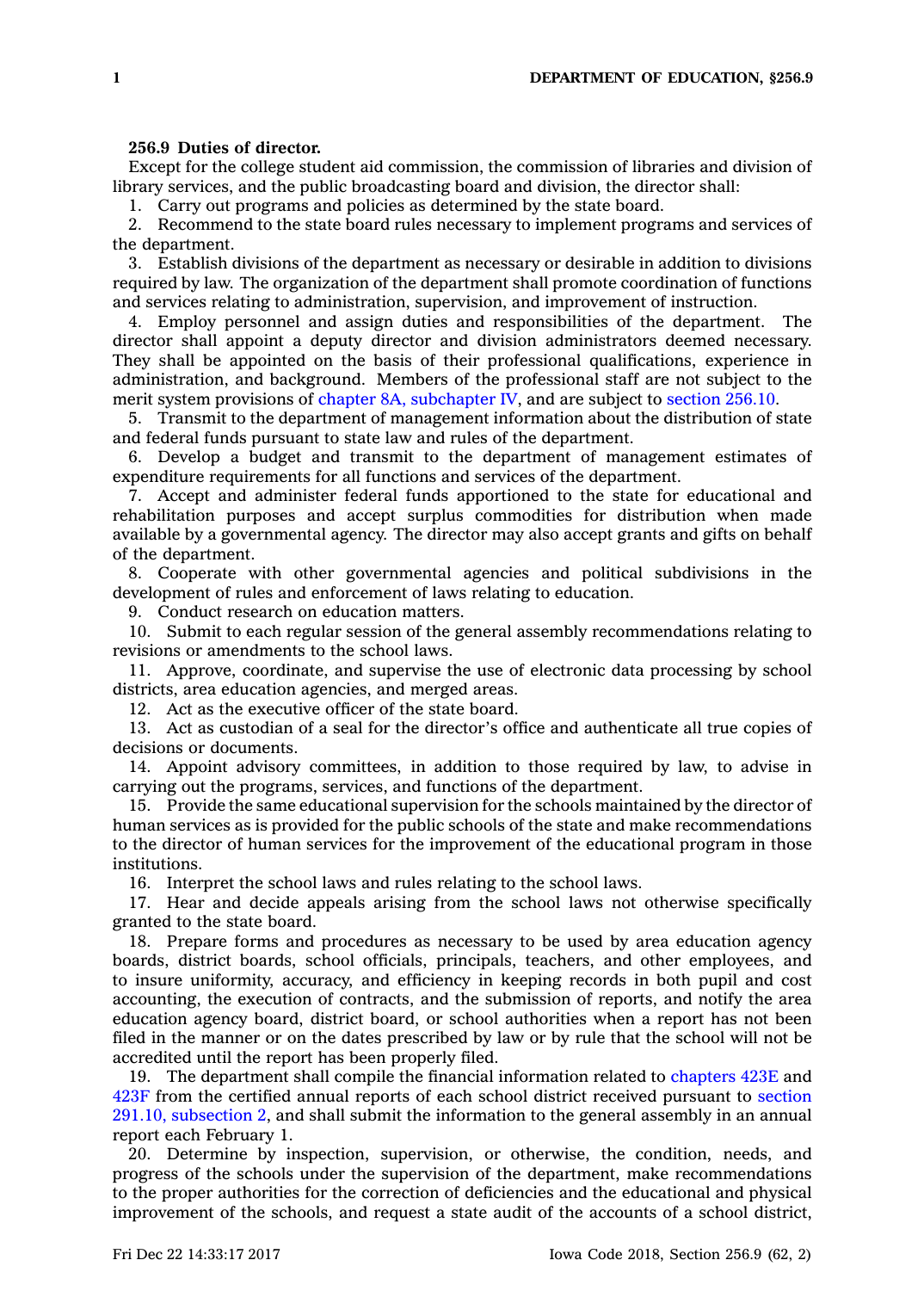**256.9 Duties of director.**

Except for the college student aid commission, the commission of libraries and division of library services, and the public broadcasting board and division, the director shall:

1. Carry out programs and policies as determined by the state board.
2. Recommend to the state board rules necessary to implement programs and services of the department.
3. Establish divisions of the department as necessary or desirable in addition to divisions required by law. The organization of the department shall promote coordination of functions and services relating to administration, supervision, and improvement of instruction.
4. Employ personnel and assign duties and responsibilities of the department. The director shall appoint a deputy director and division administrators deemed necessary. They shall be appointed on the basis of their professional qualifications, experience in administration, and background. Members of the professional staff are not subject to the merit system provisions of chapter 8A, subchapter IV, and are subject to section 256.10.
5. Transmit to the department of management information about the distribution of state and federal funds pursuant to state law and rules of the department.
6. Develop a budget and transmit to the department of management estimates of expenditure requirements for all functions and services of the department.
7. Accept and administer federal funds apportioned to the state for educational and rehabilitation purposes and accept surplus commodities for distribution when made available by a governmental agency. The director may also accept grants and gifts on behalf of the department.
8. Cooperate with other governmental agencies and political subdivisions in the development of rules and enforcement of laws relating to education.
9. Conduct research on education matters.
10. Submit to each regular session of the general assembly recommendations relating to revisions or amendments to the school laws.
11. Approve, coordinate, and supervise the use of electronic data processing by school districts, area education agencies, and merged areas.
12. Act as the executive officer of the state board.
13. Act as custodian of a seal for the director's office and authenticate all true copies of decisions or documents.
14. Appoint advisory committees, in addition to those required by law, to advise in carrying out the programs, services, and functions of the department.
15. Provide the same educational supervision for the schools maintained by the director of human services as is provided for the public schools of the state and make recommendations to the director of human services for the improvement of the educational program in those institutions.
16. Interpret the school laws and rules relating to the school laws.
17. Hear and decide appeals arising from the school laws not otherwise specifically granted to the state board.
18. Prepare forms and procedures as necessary to be used by area education agency boards, district boards, school officials, principals, teachers, and other employees, and to insure uniformity, accuracy, and efficiency in keeping records in both pupil and cost accounting, the execution of contracts, and the submission of reports, and notify the area education agency board, district board, or school authorities when a report has not been filed in the manner or on the dates prescribed by law or by rule that the school will not be accredited until the report has been properly filed.
19. The department shall compile the financial information related to chapters 423E and 423F from the certified annual reports of each school district received pursuant to section 291.10, subsection 2, and shall submit the information to the general assembly in an annual report each February 1.
20. Determine by inspection, supervision, or otherwise, the condition, needs, and progress of the schools under the supervision of the department, make recommendations to the proper authorities for the correction of deficiencies and the educational and physical improvement of the schools, and request a state audit of the accounts of a school district,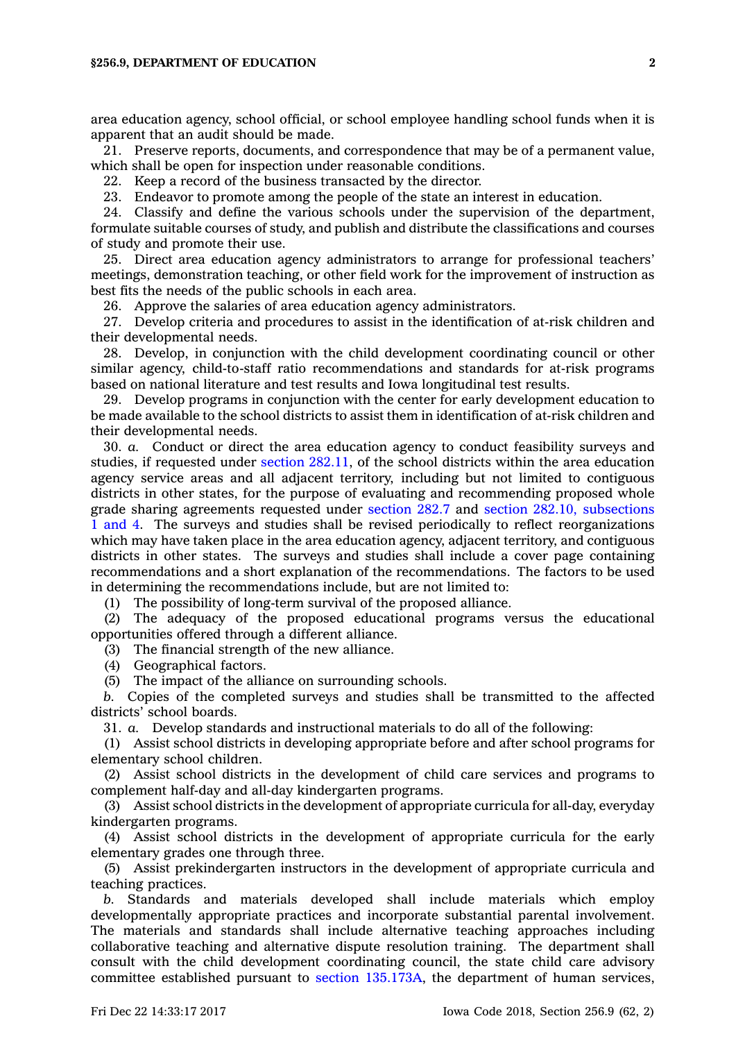area education agency, school official, or school employee handling school funds when it is apparent that an audit should be made.

21. Preserve reports, documents, and correspondence that may be of a permanent value, which shall be open for inspection under reasonable conditions.

22. Keep a record of the business transacted by the director.

23. Endeavor to promote among the people of the state an interest in education.

24. Classify and define the various schools under the supervision of the department, formulate suitable courses of study, and publish and distribute the classifications and courses of study and promote their use.

25. Direct area education agency administrators to arrange for professional teachers' meetings, demonstration teaching, or other field work for the improvement of instruction as best fits the needs of the public schools in each area.

26. Approve the salaries of area education agency administrators.

27. Develop criteria and procedures to assist in the identification of at-risk children and their developmental needs.

28. Develop, in conjunction with the child development coordinating council or other similar agency, child-to-staff ratio recommendations and standards for at-risk programs based on national literature and test results and Iowa longitudinal test results.

29. Develop programs in conjunction with the center for early development education to be made available to the school districts to assist them in identification of at-risk children and their developmental needs.

30. *a.* Conduct or direct the area education agency to conduct feasibility surveys and studies, if requested under section 282.11, of the school districts within the area education agency service areas and all adjacent territory, including but not limited to contiguous districts in other states, for the purpose of evaluating and recommending proposed whole grade sharing agreements requested under section 282.7 and section 282.10, subsections 1 and 4. The surveys and studies shall be revised periodically to reflect reorganizations which may have taken place in the area education agency, adjacent territory, and contiguous districts in other states. The surveys and studies shall include a cover page containing recommendations and a short explanation of the recommendations. The factors to be used in determining the recommendations include, but are not limited to:

(1) The possibility of long-term survival of the proposed alliance.

(2) The adequacy of the proposed educational programs versus the educational opportunities offered through a different alliance.

(3) The financial strength of the new alliance.

(4) Geographical factors.

(5) The impact of the alliance on surrounding schools.

*b.* Copies of the completed surveys and studies shall be transmitted to the affected districts' school boards.

31. *a.* Develop standards and instructional materials to do all of the following:

(1) Assist school districts in developing appropriate before and after school programs for elementary school children.

(2) Assist school districts in the development of child care services and programs to complement half-day and all-day kindergarten programs.

(3) Assist school districts in the development of appropriate curricula for all-day, everyday kindergarten programs.

(4) Assist school districts in the development of appropriate curricula for the early elementary grades one through three.

(5) Assist prekindergarten instructors in the development of appropriate curricula and teaching practices.

*b.* Standards and materials developed shall include materials which employ developmentally appropriate practices and incorporate substantial parental involvement. The materials and standards shall include alternative teaching approaches including collaborative teaching and alternative dispute resolution training. The department shall consult with the child development coordinating council, the state child care advisory committee established pursuant to section 135.173A, the department of human services,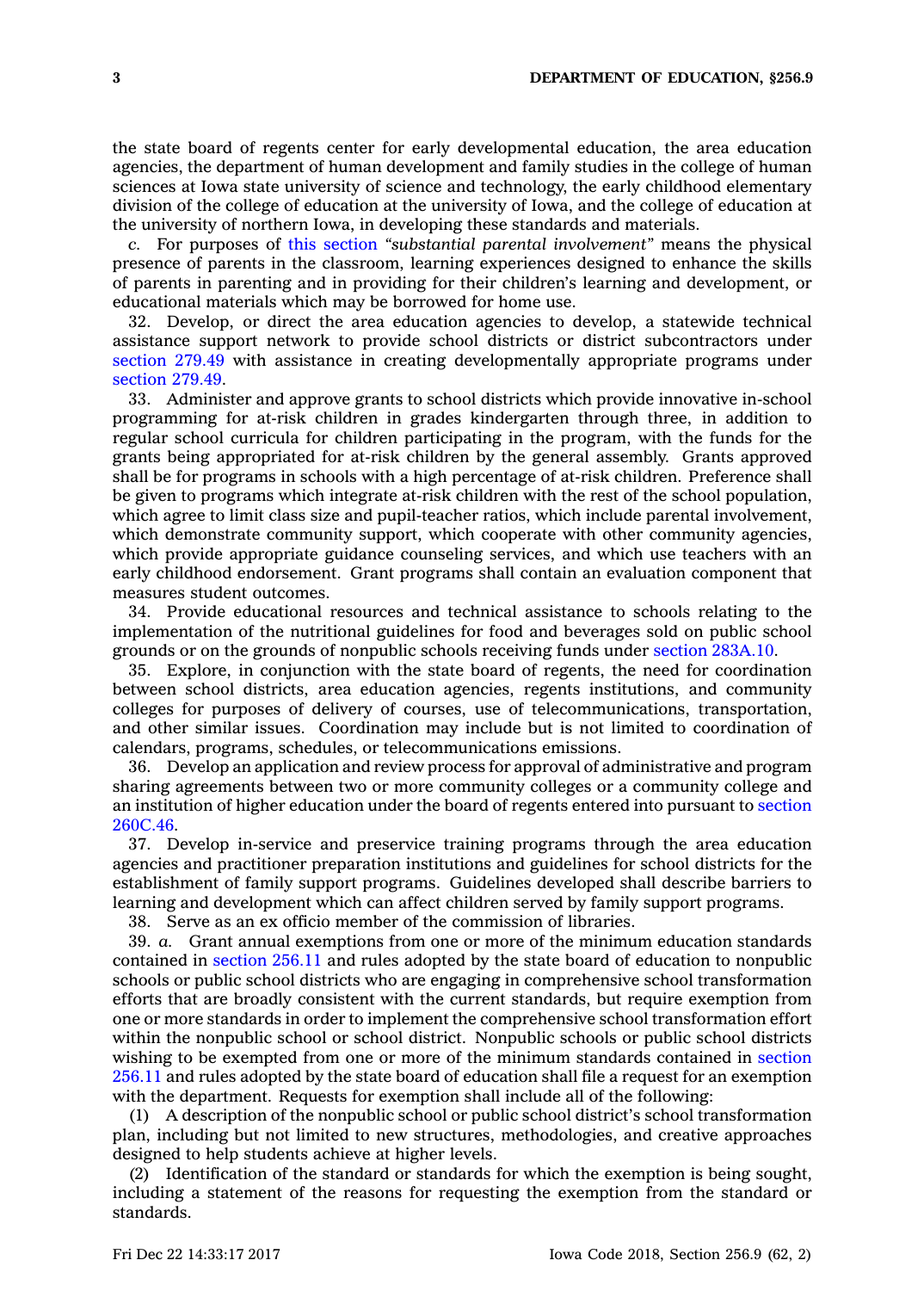the state board of regents center for early developmental education, the area education agencies, the department of human development and family studies in the college of human sciences at Iowa state university of science and technology, the early childhood elementary division of the college of education at the university of Iowa, and the college of education at the university of northern Iowa, in developing these standards and materials.

*c.* For purposes of this section *"substantial parental involvement"* means the physical presence of parents in the classroom, learning experiences designed to enhance the skills of parents in parenting and in providing for their children's learning and development, or educational materials which may be borrowed for home use.

32. Develop, or direct the area education agencies to develop, a statewide technical assistance support network to provide school districts or district subcontractors under section 279.49 with assistance in creating developmentally appropriate programs under section 279.49.

33. Administer and approve grants to school districts which provide innovative in-school programming for at-risk children in grades kindergarten through three, in addition to regular school curricula for children participating in the program, with the funds for the grants being appropriated for at-risk children by the general assembly. Grants approved shall be for programs in schools with a high percentage of at-risk children. Preference shall be given to programs which integrate at-risk children with the rest of the school population, which agree to limit class size and pupil-teacher ratios, which include parental involvement, which demonstrate community support, which cooperate with other community agencies, which provide appropriate guidance counseling services, and which use teachers with an early childhood endorsement. Grant programs shall contain an evaluation component that measures student outcomes.

34. Provide educational resources and technical assistance to schools relating to the implementation of the nutritional guidelines for food and beverages sold on public school grounds or on the grounds of nonpublic schools receiving funds under section 283A.10.

35. Explore, in conjunction with the state board of regents, the need for coordination between school districts, area education agencies, regents institutions, and community colleges for purposes of delivery of courses, use of telecommunications, transportation, and other similar issues. Coordination may include but is not limited to coordination of calendars, programs, schedules, or telecommunications emissions.

36. Develop an application and review process for approval of administrative and program sharing agreements between two or more community colleges or a community college and an institution of higher education under the board of regents entered into pursuant to section 260C.46.

37. Develop in-service and preservice training programs through the area education agencies and practitioner preparation institutions and guidelines for school districts for the establishment of family support programs. Guidelines developed shall describe barriers to learning and development which can affect children served by family support programs.

38. Serve as an ex officio member of the commission of libraries.

39. *a.* Grant annual exemptions from one or more of the minimum education standards contained in section 256.11 and rules adopted by the state board of education to nonpublic schools or public school districts who are engaging in comprehensive school transformation efforts that are broadly consistent with the current standards, but require exemption from one or more standards in order to implement the comprehensive school transformation effort within the nonpublic school or school district. Nonpublic schools or public school districts wishing to be exempted from one or more of the minimum standards contained in section 256.11 and rules adopted by the state board of education shall file a request for an exemption with the department. Requests for exemption shall include all of the following:

(1) A description of the nonpublic school or public school district's school transformation plan, including but not limited to new structures, methodologies, and creative approaches designed to help students achieve at higher levels.

(2) Identification of the standard or standards for which the exemption is being sought, including a statement of the reasons for requesting the exemption from the standard or standards.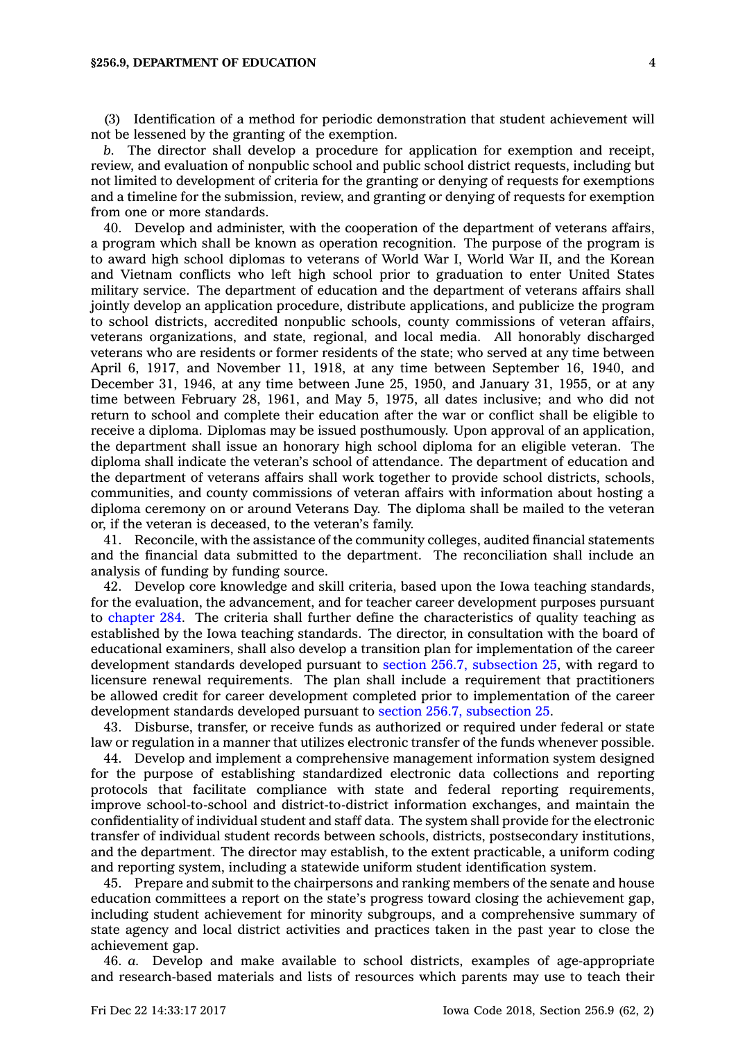(3) Identification of a method for periodic demonstration that student achievement will not be lessened by the granting of the exemption.

*b.* The director shall develop a procedure for application for exemption and receipt, review, and evaluation of nonpublic school and public school district requests, including but not limited to development of criteria for the granting or denying of requests for exemptions and a timeline for the submission, review, and granting or denying of requests for exemption from one or more standards.

40. Develop and administer, with the cooperation of the department of veterans affairs, a program which shall be known as operation recognition. The purpose of the program is to award high school diplomas to veterans of World War I, World War II, and the Korean and Vietnam conflicts who left high school prior to graduation to enter United States military service. The department of education and the department of veterans affairs shall jointly develop an application procedure, distribute applications, and publicize the program to school districts, accredited nonpublic schools, county commissions of veteran affairs, veterans organizations, and state, regional, and local media. All honorably discharged veterans who are residents or former residents of the state; who served at any time between April 6, 1917, and November 11, 1918, at any time between September 16, 1940, and December 31, 1946, at any time between June 25, 1950, and January 31, 1955, or at any time between February 28, 1961, and May 5, 1975, all dates inclusive; and who did not return to school and complete their education after the war or conflict shall be eligible to receive a diploma. Diplomas may be issued posthumously. Upon approval of an application, the department shall issue an honorary high school diploma for an eligible veteran. The diploma shall indicate the veteran's school of attendance. The department of education and the department of veterans affairs shall work together to provide school districts, schools, communities, and county commissions of veteran affairs with information about hosting a diploma ceremony on or around Veterans Day. The diploma shall be mailed to the veteran or, if the veteran is deceased, to the veteran's family.

41. Reconcile, with the assistance of the community colleges, audited financial statements and the financial data submitted to the department. The reconciliation shall include an analysis of funding by funding source.

42. Develop core knowledge and skill criteria, based upon the Iowa teaching standards, for the evaluation, the advancement, and for teacher career development purposes pursuant to chapter 284. The criteria shall further define the characteristics of quality teaching as established by the Iowa teaching standards. The director, in consultation with the board of educational examiners, shall also develop a transition plan for implementation of the career development standards developed pursuant to section 256.7, subsection 25, with regard to licensure renewal requirements. The plan shall include a requirement that practitioners be allowed credit for career development completed prior to implementation of the career development standards developed pursuant to section 256.7, subsection 25.

43. Disburse, transfer, or receive funds as authorized or required under federal or state law or regulation in a manner that utilizes electronic transfer of the funds whenever possible.

44. Develop and implement a comprehensive management information system designed for the purpose of establishing standardized electronic data collections and reporting protocols that facilitate compliance with state and federal reporting requirements, improve school-to-school and district-to-district information exchanges, and maintain the confidentiality of individual student and staff data. The system shall provide for the electronic transfer of individual student records between schools, districts, postsecondary institutions, and the department. The director may establish, to the extent practicable, a uniform coding and reporting system, including a statewide uniform student identification system.

45. Prepare and submit to the chairpersons and ranking members of the senate and house education committees a report on the state's progress toward closing the achievement gap, including student achievement for minority subgroups, and a comprehensive summary of state agency and local district activities and practices taken in the past year to close the achievement gap.

46. *a.* Develop and make available to school districts, examples of age-appropriate and research-based materials and lists of resources which parents may use to teach their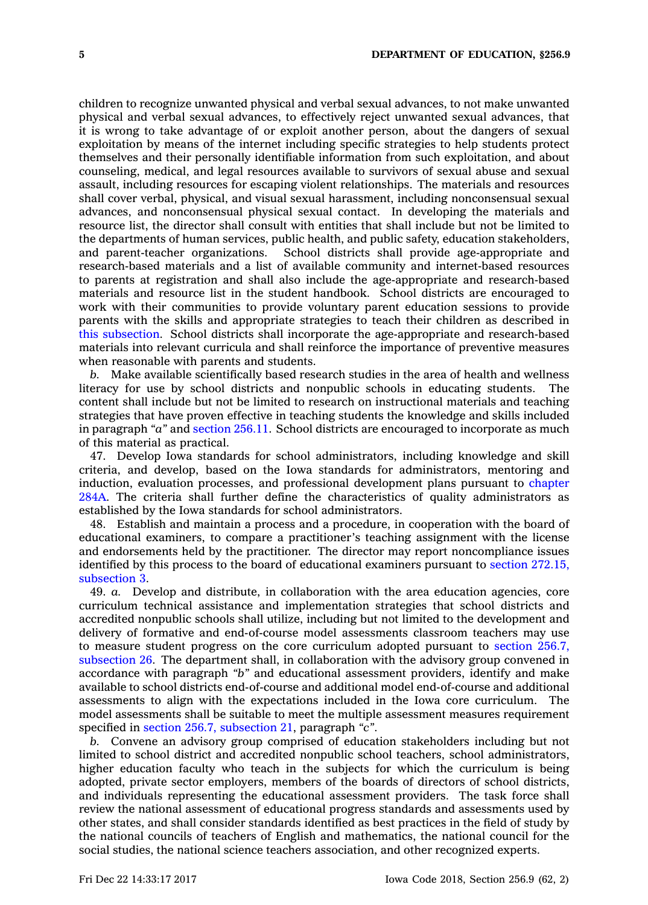children to recognize unwanted physical and verbal sexual advances, to not make unwanted physical and verbal sexual advances, to effectively reject unwanted sexual advances, that it is wrong to take advantage of or exploit another person, about the dangers of sexual exploitation by means of the internet including specific strategies to help students protect themselves and their personally identifiable information from such exploitation, and about counseling, medical, and legal resources available to survivors of sexual abuse and sexual assault, including resources for escaping violent relationships. The materials and resources shall cover verbal, physical, and visual sexual harassment, including nonconsensual sexual advances, and nonconsensual physical sexual contact. In developing the materials and resource list, the director shall consult with entities that shall include but not be limited to the departments of human services, public health, and public safety, education stakeholders, and parent-teacher organizations. School districts shall provide age-appropriate and research-based materials and a list of available community and internet-based resources to parents at registration and shall also include the age-appropriate and research-based materials and resource list in the student handbook. School districts are encouraged to work with their communities to provide voluntary parent education sessions to provide parents with the skills and appropriate strategies to teach their children as described in this subsection. School districts shall incorporate the age-appropriate and research-based materials into relevant curricula and shall reinforce the importance of preventive measures when reasonable with parents and students.

*b.* Make available scientifically based research studies in the area of health and wellness literacy for use by school districts and nonpublic schools in educating students. The content shall include but not be limited to research on instructional materials and teaching strategies that have proven effective in teaching students the knowledge and skills included in paragraph *"a"* and section 256.11. School districts are encouraged to incorporate as much of this material as practical.

47. Develop Iowa standards for school administrators, including knowledge and skill criteria, and develop, based on the Iowa standards for administrators, mentoring and induction, evaluation processes, and professional development plans pursuant to chapter 284A. The criteria shall further define the characteristics of quality administrators as established by the Iowa standards for school administrators.

48. Establish and maintain a process and a procedure, in cooperation with the board of educational examiners, to compare a practitioner's teaching assignment with the license and endorsements held by the practitioner. The director may report noncompliance issues identified by this process to the board of educational examiners pursuant to section 272.15, subsection 3.

49. *a.* Develop and distribute, in collaboration with the area education agencies, core curriculum technical assistance and implementation strategies that school districts and accredited nonpublic schools shall utilize, including but not limited to the development and delivery of formative and end-of-course model assessments classroom teachers may use to measure student progress on the core curriculum adopted pursuant to section 256.7, subsection 26. The department shall, in collaboration with the advisory group convened in accordance with paragraph *"b"* and educational assessment providers, identify and make available to school districts end-of-course and additional model end-of-course and additional assessments to align with the expectations included in the Iowa core curriculum. The model assessments shall be suitable to meet the multiple assessment measures requirement specified in section 256.7, subsection 21, paragraph *"c"*.

*b.* Convene an advisory group comprised of education stakeholders including but not limited to school district and accredited nonpublic school teachers, school administrators, higher education faculty who teach in the subjects for which the curriculum is being adopted, private sector employers, members of the boards of directors of school districts, and individuals representing the educational assessment providers. The task force shall review the national assessment of educational progress standards and assessments used by other states, and shall consider standards identified as best practices in the field of study by the national councils of teachers of English and mathematics, the national council for the social studies, the national science teachers association, and other recognized experts.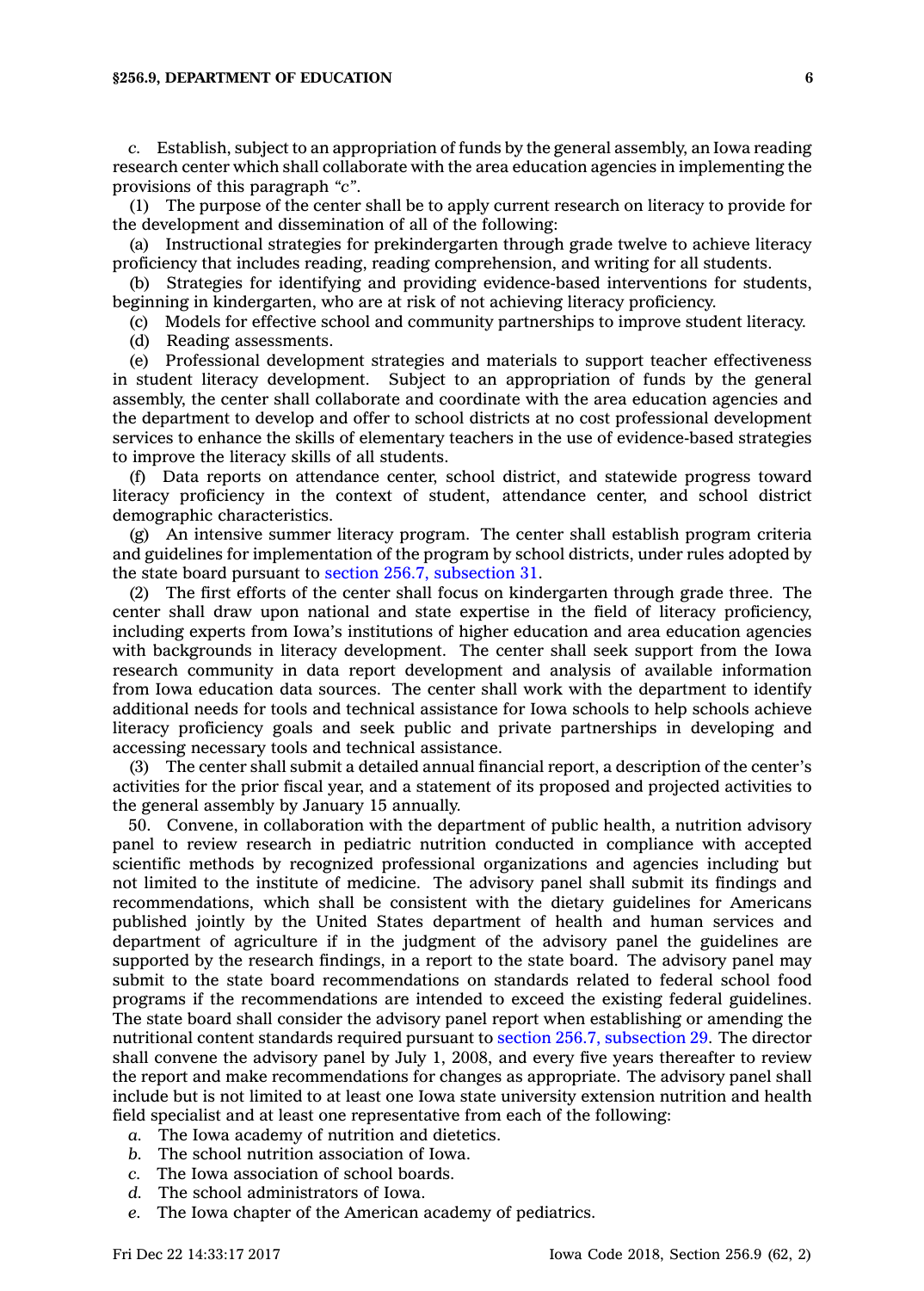*c.* Establish, subject to an appropriation of funds by the general assembly, an Iowa reading research center which shall collaborate with the area education agencies in implementing the provisions of this paragraph *"c"*.

(1) The purpose of the center shall be to apply current research on literacy to provide for the development and dissemination of all of the following:

(a) Instructional strategies for prekindergarten through grade twelve to achieve literacy proficiency that includes reading, reading comprehension, and writing for all students.

(b) Strategies for identifying and providing evidence-based interventions for students, beginning in kindergarten, who are at risk of not achieving literacy proficiency.

(c) Models for effective school and community partnerships to improve student literacy.

(d) Reading assessments.

(e) Professional development strategies and materials to support teacher effectiveness in student literacy development. Subject to an appropriation of funds by the general assembly, the center shall collaborate and coordinate with the area education agencies and the department to develop and offer to school districts at no cost professional development services to enhance the skills of elementary teachers in the use of evidence-based strategies to improve the literacy skills of all students.

(f) Data reports on attendance center, school district, and statewide progress toward literacy proficiency in the context of student, attendance center, and school district demographic characteristics.

(g) An intensive summer literacy program. The center shall establish program criteria and guidelines for implementation of the program by school districts, under rules adopted by the state board pursuant to section 256.7, subsection 31.

(2) The first efforts of the center shall focus on kindergarten through grade three. The center shall draw upon national and state expertise in the field of literacy proficiency, including experts from Iowa's institutions of higher education and area education agencies with backgrounds in literacy development. The center shall seek support from the Iowa research community in data report development and analysis of available information from Iowa education data sources. The center shall work with the department to identify additional needs for tools and technical assistance for Iowa schools to help schools achieve literacy proficiency goals and seek public and private partnerships in developing and accessing necessary tools and technical assistance.

(3) The center shall submit a detailed annual financial report, a description of the center's activities for the prior fiscal year, and a statement of its proposed and projected activities to the general assembly by January 15 annually.

50. Convene, in collaboration with the department of public health, a nutrition advisory panel to review research in pediatric nutrition conducted in compliance with accepted scientific methods by recognized professional organizations and agencies including but not limited to the institute of medicine. The advisory panel shall submit its findings and recommendations, which shall be consistent with the dietary guidelines for Americans published jointly by the United States department of health and human services and department of agriculture if in the judgment of the advisory panel the guidelines are supported by the research findings, in a report to the state board. The advisory panel may submit to the state board recommendations on standards related to federal school food programs if the recommendations are intended to exceed the existing federal guidelines. The state board shall consider the advisory panel report when establishing or amending the nutritional content standards required pursuant to section 256.7, subsection 29. The director shall convene the advisory panel by July 1, 2008, and every five years thereafter to review the report and make recommendations for changes as appropriate. The advisory panel shall include but is not limited to at least one Iowa state university extension nutrition and health field specialist and at least one representative from each of the following:

*a.* The Iowa academy of nutrition and dietetics.

*b.* The school nutrition association of Iowa.

*c.* The Iowa association of school boards.

*d.* The school administrators of Iowa.

*e.* The Iowa chapter of the American academy of pediatrics.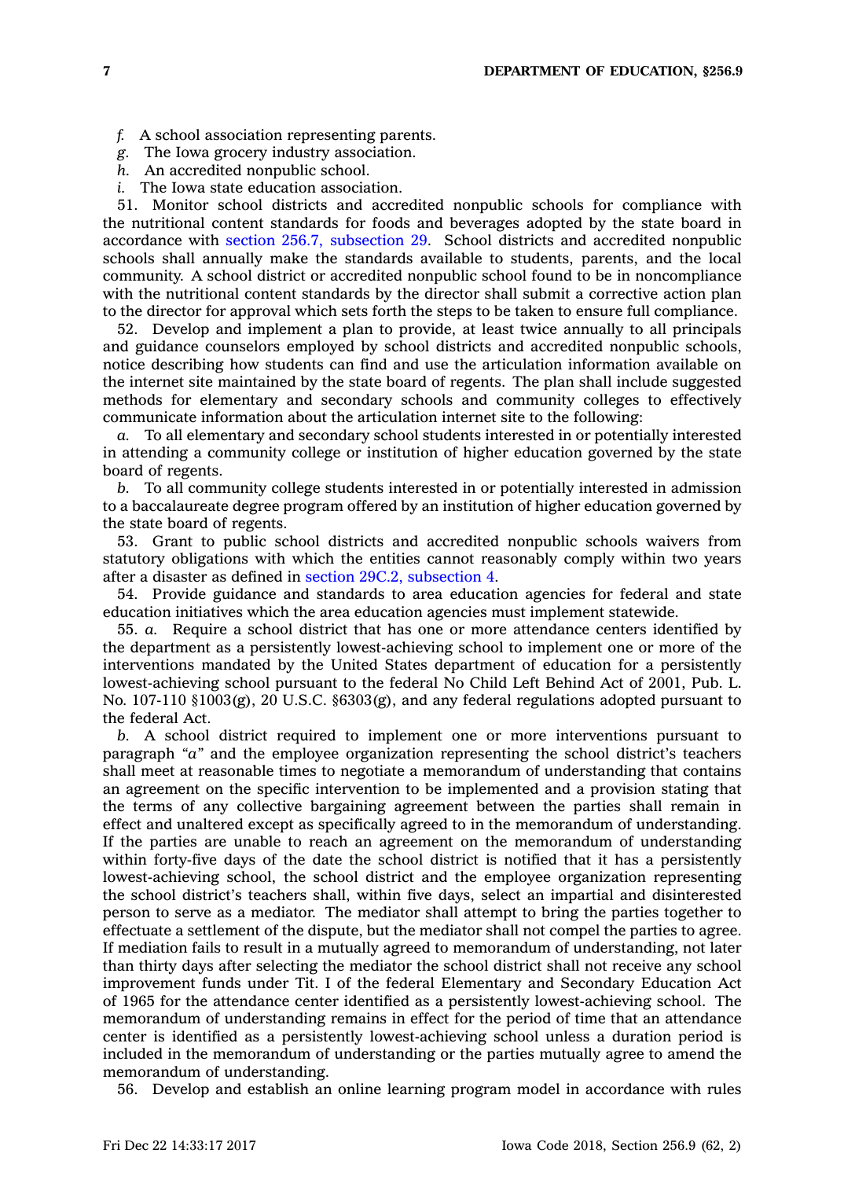*f.* A school association representing parents.

*g.* The Iowa grocery industry association.

*h.* An accredited nonpublic school.

*i.* The Iowa state education association.

51. Monitor school districts and accredited nonpublic schools for compliance with the nutritional content standards for foods and beverages adopted by the state board in accordance with section 256.7, subsection 29. School districts and accredited nonpublic schools shall annually make the standards available to students, parents, and the local community. A school district or accredited nonpublic school found to be in noncompliance with the nutritional content standards by the director shall submit a corrective action plan to the director for approval which sets forth the steps to be taken to ensure full compliance.

52. Develop and implement a plan to provide, at least twice annually to all principals and guidance counselors employed by school districts and accredited nonpublic schools, notice describing how students can find and use the articulation information available on the internet site maintained by the state board of regents. The plan shall include suggested methods for elementary and secondary schools and community colleges to effectively communicate information about the articulation internet site to the following:

*a.* To all elementary and secondary school students interested in or potentially interested in attending a community college or institution of higher education governed by the state board of regents.

*b.* To all community college students interested in or potentially interested in admission to a baccalaureate degree program offered by an institution of higher education governed by the state board of regents.

53. Grant to public school districts and accredited nonpublic schools waivers from statutory obligations with which the entities cannot reasonably comply within two years after a disaster as defined in section 29C.2, subsection 4.

54. Provide guidance and standards to area education agencies for federal and state education initiatives which the area education agencies must implement statewide.

55. *a.* Require a school district that has one or more attendance centers identified by the department as a persistently lowest-achieving school to implement one or more of the interventions mandated by the United States department of education for a persistently lowest-achieving school pursuant to the federal No Child Left Behind Act of 2001, Pub. L. No. 107-110 §1003(g), 20 U.S.C. §6303(g), and any federal regulations adopted pursuant to the federal Act.

*b.* A school district required to implement one or more interventions pursuant to paragraph "*a*" and the employee organization representing the school district's teachers shall meet at reasonable times to negotiate a memorandum of understanding that contains an agreement on the specific intervention to be implemented and a provision stating that the terms of any collective bargaining agreement between the parties shall remain in effect and unaltered except as specifically agreed to in the memorandum of understanding. If the parties are unable to reach an agreement on the memorandum of understanding within forty-five days of the date the school district is notified that it has a persistently lowest-achieving school, the school district and the employee organization representing the school district's teachers shall, within five days, select an impartial and disinterested person to serve as a mediator. The mediator shall attempt to bring the parties together to effectuate a settlement of the dispute, but the mediator shall not compel the parties to agree. If mediation fails to result in a mutually agreed to memorandum of understanding, not later than thirty days after selecting the mediator the school district shall not receive any school improvement funds under Tit. I of the federal Elementary and Secondary Education Act of 1965 for the attendance center identified as a persistently lowest-achieving school. The memorandum of understanding remains in effect for the period of time that an attendance center is identified as a persistently lowest-achieving school unless a duration period is included in the memorandum of understanding or the parties mutually agree to amend the memorandum of understanding.

56. Develop and establish an online learning program model in accordance with rules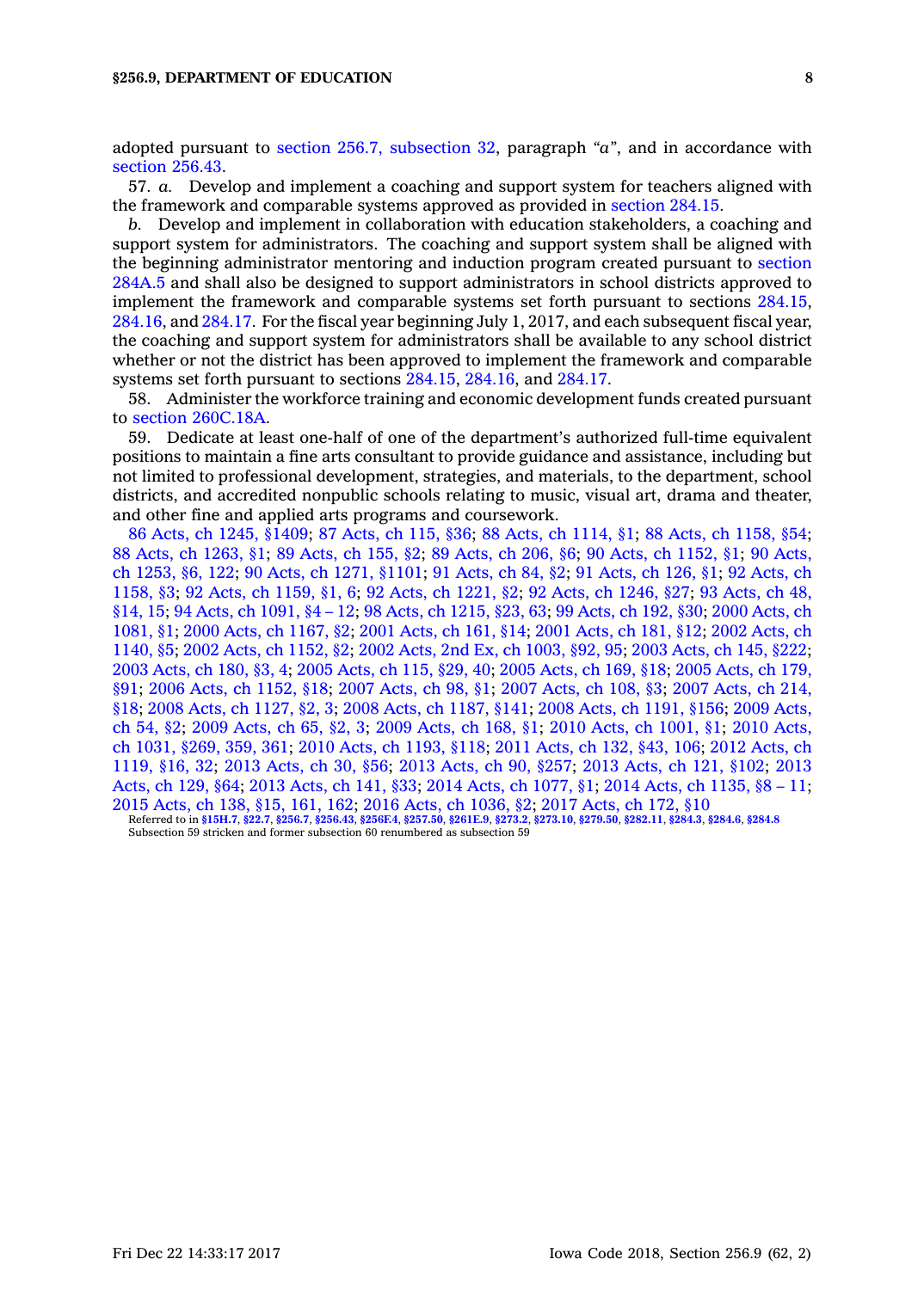adopted pursuant to section 256.7, subsection 32, paragraph *"a"*, and in accordance with section 256.43.

57. *a.* Develop and implement a coaching and support system for teachers aligned with the framework and comparable systems approved as provided in section 284.15.

*b.* Develop and implement in collaboration with education stakeholders, a coaching and support system for administrators. The coaching and support system shall be aligned with the beginning administrator mentoring and induction program created pursuant to section 284A.5 and shall also be designed to support administrators in school districts approved to implement the framework and comparable systems set forth pursuant to sections 284.15, 284.16, and 284.17. For the fiscal year beginning July 1, 2017, and each subsequent fiscal year, the coaching and support system for administrators shall be available to any school district whether or not the district has been approved to implement the framework and comparable systems set forth pursuant to sections 284.15, 284.16, and 284.17.

58. Administer the workforce training and economic development funds created pursuant to section 260C.18A.

59. Dedicate at least one-half of one of the department's authorized full-time equivalent positions to maintain a fine arts consultant to provide guidance and assistance, including but not limited to professional development, strategies, and materials, to the department, school districts, and accredited nonpublic schools relating to music, visual art, drama and theater, and other fine and applied arts programs and coursework.

86 Acts, ch 1245, §1409; 87 Acts, ch 115, §36; 88 Acts, ch 1114, §1; 88 Acts, ch 1158, §54; 88 Acts, ch 1263, §1; 89 Acts, ch 155, §2; 89 Acts, ch 206, §6; 90 Acts, ch 1152, §1; 90 Acts, ch 1253, §6, 122; 90 Acts, ch 1271, §1101; 91 Acts, ch 84, §2; 91 Acts, ch 126, §1; 92 Acts, ch 1158, §3; 92 Acts, ch 1159, §1, 6; 92 Acts, ch 1221, §2; 92 Acts, ch 1246, §27; 93 Acts, ch 48, §14, 15; 94 Acts, ch 1091, §4 – 12; 98 Acts, ch 1215, §23, 63; 99 Acts, ch 192, §30; 2000 Acts, ch 1081, §1; 2000 Acts, ch 1167, §2; 2001 Acts, ch 161, §14; 2001 Acts, ch 181, §12; 2002 Acts, ch 1140, §5; 2002 Acts, ch 1152, §2; 2002 Acts, 2nd Ex, ch 1003, §92, 95; 2003 Acts, ch 145, §222; 2003 Acts, ch 180, §3, 4; 2005 Acts, ch 115, §29, 40; 2005 Acts, ch 169, §18; 2005 Acts, ch 179, §91; 2006 Acts, ch 1152, §18; 2007 Acts, ch 98, §1; 2007 Acts, ch 108, §3; 2007 Acts, ch 214, §18; 2008 Acts, ch 1127, §2, 3; 2008 Acts, ch 1187, §141; 2008 Acts, ch 1191, §156; 2009 Acts, ch 54, §2; 2009 Acts, ch 65, §2, 3; 2009 Acts, ch 168, §1; 2010 Acts, ch 1001, §1; 2010 Acts, ch 1031, §269, 359, 361; 2010 Acts, ch 1193, §118; 2011 Acts, ch 132, §43, 106; 2012 Acts, ch 1119, §16, 32; 2013 Acts, ch 30, §56; 2013 Acts, ch 90, §257; 2013 Acts, ch 121, §102; 2013 Acts, ch 129, §64; 2013 Acts, ch 141, §33; 2014 Acts, ch 1077, §1; 2014 Acts, ch 1135, §8 – 11; 2015 Acts, ch 138, §15, 161, 162; 2016 Acts, ch 1036, §2; 2017 Acts, ch 172, §10

Referred to in **§15H.7**, **§22.7**, **§256.7**, **§256.43**, **§256F.4**, **§257.50**, **§261E.9**, **§273.2**, **§273.10**, **§279.50**, **§282.11**, **§284.3**, **§284.6**, **§284.8**

Subsection 59 stricken and former subsection 60 renumbered as subsection 59